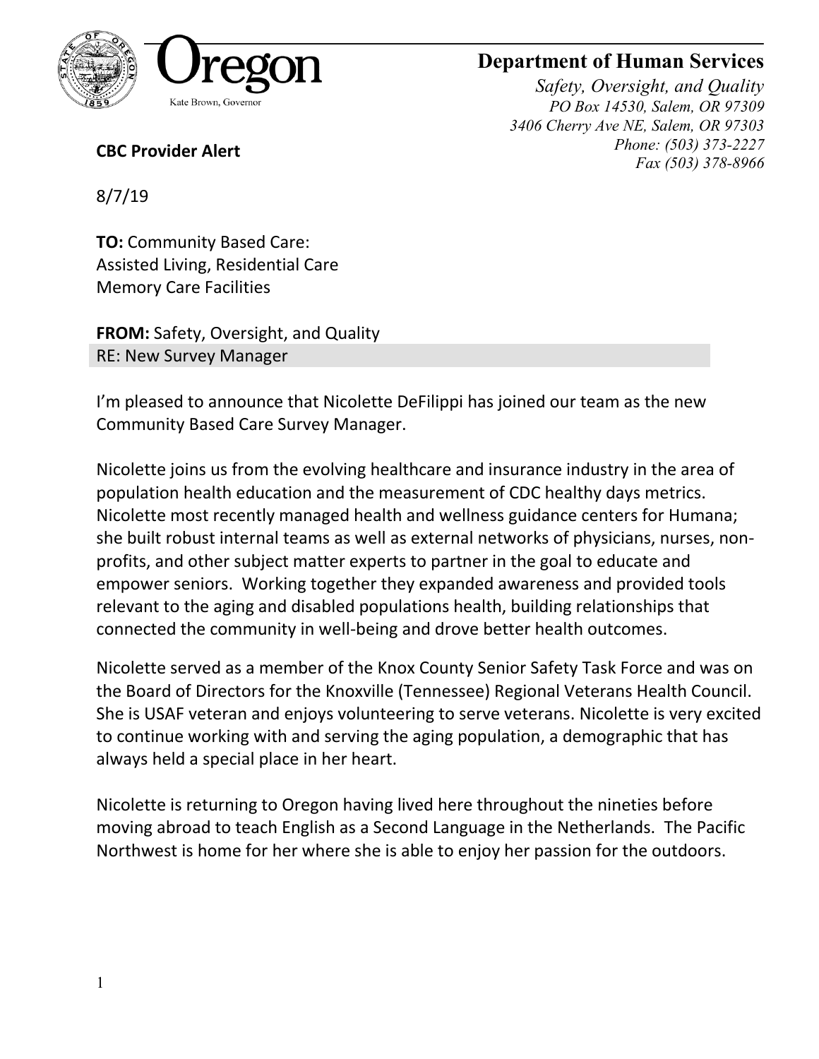Oregon

Kate Brown, Governor

# Department of Human Services

*Safety, Oversight, and Quality*
*PO Box 14530, Salem, OR 97309*
*3406 Cherry Ave NE, Salem, OR 97303*
*Phone: (503) 373-2227*
*Fax (503) 378-8966*

**CBC Provider Alert**

8/7/19

**TO:** Community Based Care:
Assisted Living, Residential Care
Memory Care Facilities

**FROM:** Safety, Oversight, and Quality
RE: New Survey Manager

I'm pleased to announce that Nicolette DeFilippi has joined our team as the new Community Based Care Survey Manager.

Nicolette joins us from the evolving healthcare and insurance industry in the area of population health education and the measurement of CDC healthy days metrics. Nicolette most recently managed health and wellness guidance centers for Humana; she built robust internal teams as well as external networks of physicians, nurses, non-profits, and other subject matter experts to partner in the goal to educate and empower seniors. Working together they expanded awareness and provided tools relevant to the aging and disabled populations health, building relationships that connected the community in well-being and drove better health outcomes.

Nicolette served as a member of the Knox County Senior Safety Task Force and was on the Board of Directors for the Knoxville (Tennessee) Regional Veterans Health Council. She is USAF veteran and enjoys volunteering to serve veterans. Nicolette is very excited to continue working with and serving the aging population, a demographic that has always held a special place in her heart.

Nicolette is returning to Oregon having lived here throughout the nineties before moving abroad to teach English as a Second Language in the Netherlands. The Pacific Northwest is home for her where she is able to enjoy her passion for the outdoors.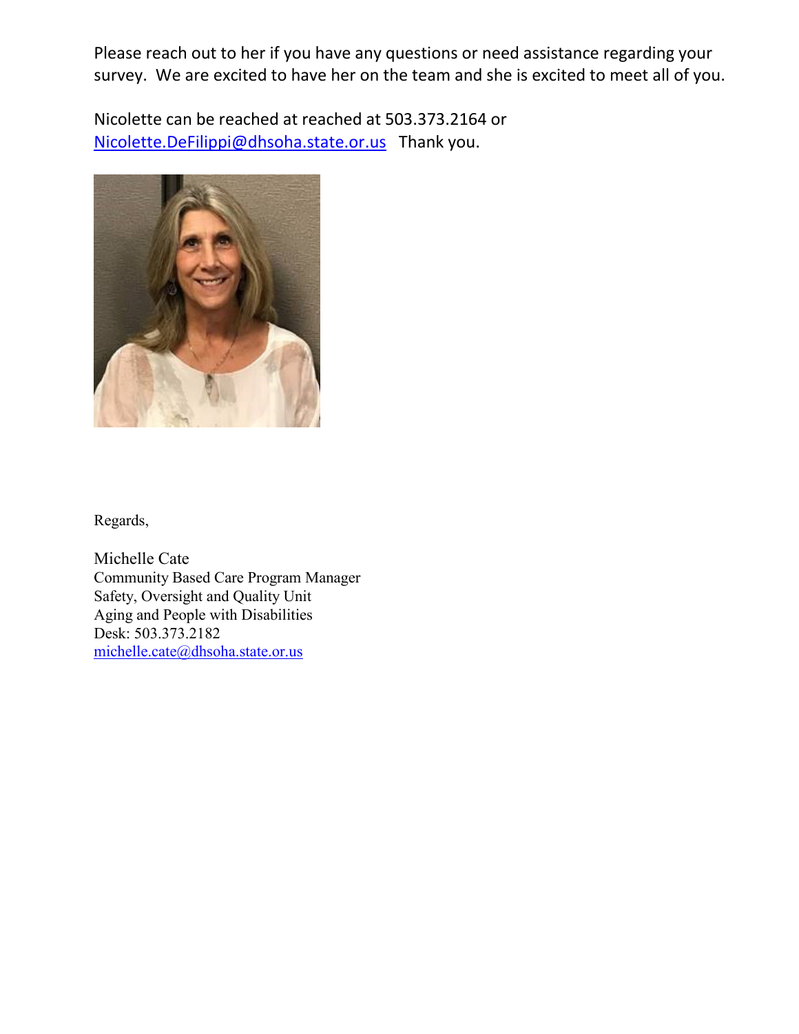Please reach out to her if you have any questions or need assistance regarding your survey. We are excited to have her on the team and she is excited to meet all of you.

Nicolette can be reached at reached at 503.373.2164 or Nicolette.DeFilippi@dhsoha.state.or.us Thank you.

Regards,

Michelle Cate
Community Based Care Program Manager
Safety, Oversight and Quality Unit
Aging and People with Disabilities
Desk: 503.373.2182
michelle.cate@dhsoha.state.or.us